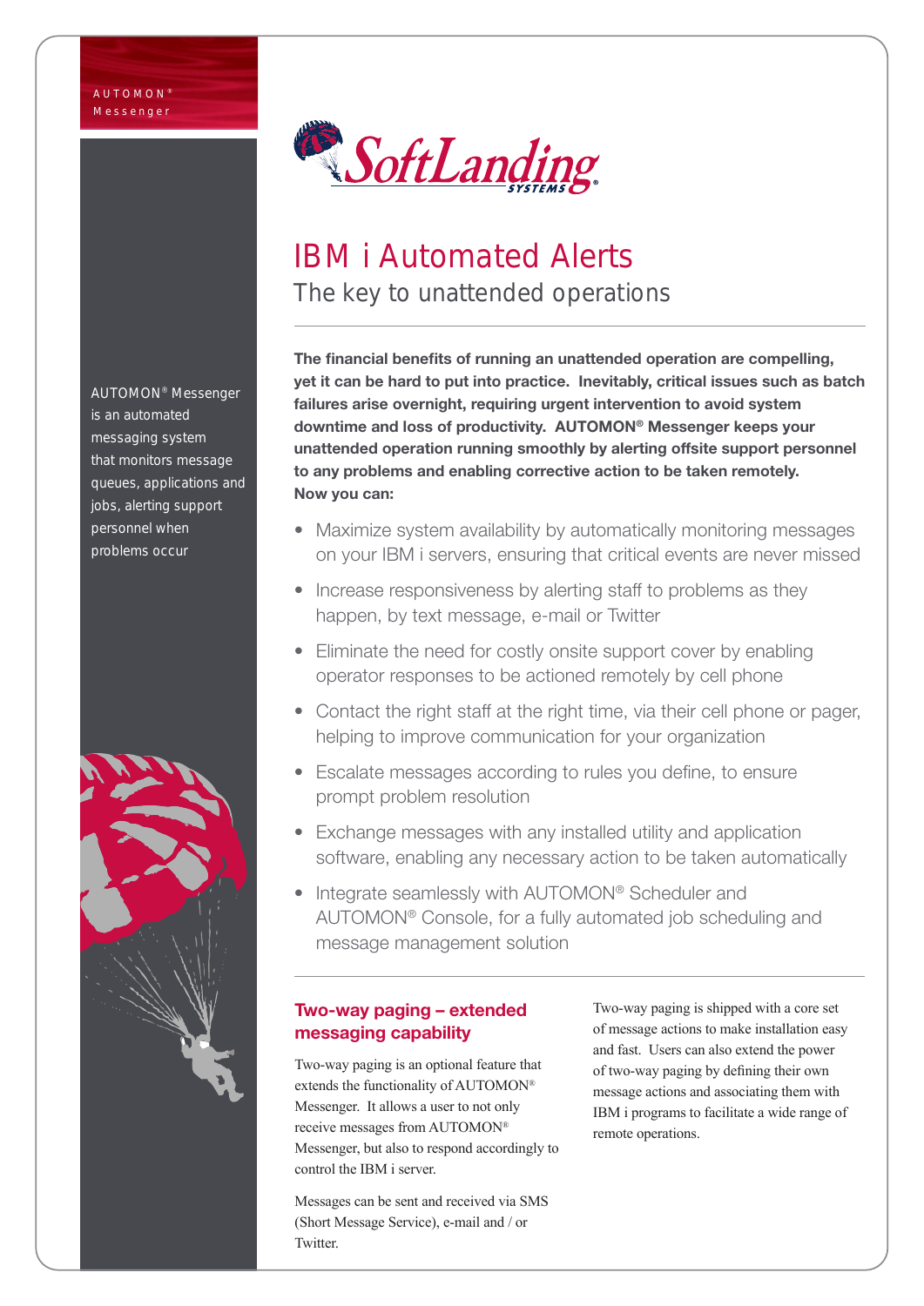AUTOMON® Messenger

# IBM i Automated Alerts

## The key to unattended operations

AUTOMON® Messenger is an automated messaging system that monitors message queues, applications and jobs, alerting support personnel when problems occur

**The financial benefits of running an unattended operation are compelling, yet it can be hard to put into practice. Inevitably, critical issues such as batch failures arise overnight, requiring urgent intervention to avoid system downtime and loss of productivity. AUTOMON® Messenger keeps your unattended operation running smoothly by alerting offsite support personnel to any problems and enabling corrective action to be taken remotely. Now you can:**

- Maximize system availability by automatically monitoring messages on your IBM i servers, ensuring that critical events are never missed
- Increase responsiveness by alerting staff to problems as they happen, by text message, e-mail or Twitter
- Eliminate the need for costly onsite support cover by enabling operator responses to be actioned remotely by cell phone
- Contact the right staff at the right time, via their cell phone or pager, helping to improve communication for your organization
- Escalate messages according to rules you define, to ensure prompt problem resolution
- Exchange messages with any installed utility and application software, enabling any necessary action to be taken automatically
- Integrate seamlessly with AUTOMON® Scheduler and AUTOMON® Console, for a fully automated job scheduling and message management solution

### Two-way paging – extended messaging capability

Two-way paging is an optional feature that extends the functionality of AUTOMON® Messenger. It allows a user to not only receive messages from AUTOMON® Messenger, but also to respond accordingly to control the IBM i server.

Messages can be sent and received via SMS (Short Message Service), e-mail and / or Twitter.

Two-way paging is shipped with a core set of message actions to make installation easy and fast. Users can also extend the power of two-way paging by defining their own message actions and associating them with IBM i programs to facilitate a wide range of remote operations.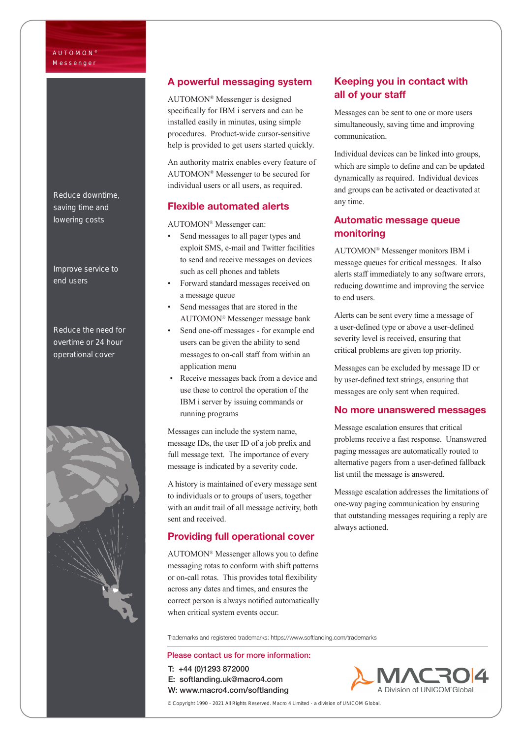AUTOMON®
Messenger

Reduce downtime, saving time and lowering costs

Improve service to end users

Reduce the need for overtime or 24 hour operational cover

## A powerful messaging system

AUTOMON® Messenger is designed specifically for IBM i servers and can be installed easily in minutes, using simple procedures. Product-wide cursor-sensitive help is provided to get users started quickly.

An authority matrix enables every feature of AUTOMON® Messenger to be secured for individual users or all users, as required.

## Flexible automated alerts

AUTOMON® Messenger can:

- Send messages to all pager types and exploit SMS, e-mail and Twitter facilities to send and receive messages on devices such as cell phones and tablets
- Forward standard messages received on a message queue
- Send messages that are stored in the AUTOMON® Messenger message bank
- Send one-off messages - for example end users can be given the ability to send messages to on-call staff from within an application menu
- Receive messages back from a device and use these to control the operation of the IBM i server by issuing commands or running programs

Messages can include the system name, message IDs, the user ID of a job prefix and full message text. The importance of every message is indicated by a severity code.

A history is maintained of every message sent to individuals or to groups of users, together with an audit trail of all message activity, both sent and received.

## Providing full operational cover

AUTOMON® Messenger allows you to define messaging rotas to conform with shift patterns or on-call rotas. This provides total flexibility across any dates and times, and ensures the correct person is always notified automatically when critical system events occur.

## Keeping you in contact with all of your staff

Messages can be sent to one or more users simultaneously, saving time and improving communication.

Individual devices can be linked into groups, which are simple to define and can be updated dynamically as required. Individual devices and groups can be activated or deactivated at any time.

## Automatic message queue monitoring

AUTOMON® Messenger monitors IBM i message queues for critical messages. It also alerts staff immediately to any software errors, reducing downtime and improving the service to end users.

Alerts can be sent every time a message of a user-defined type or above a user-defined severity level is received, ensuring that critical problems are given top priority.

Messages can be excluded by message ID or by user-defined text strings, ensuring that messages are only sent when required.

## No more unanswered messages

Message escalation ensures that critical problems receive a fast response. Unanswered paging messages are automatically routed to alternative pagers from a user-defined fallback list until the message is answered.

Message escalation addresses the limitations of one-way paging communication by ensuring that outstanding messages requiring a reply are always actioned.

Trademarks and registered trademarks: https://www.softlanding.com/trademarks

**Please contact us for more information:**

T: +44 (0)1293 872000
E: softlanding.uk@macro4.com
W: www.macro4.com/softlanding

MACRO4
A Division of UNICOM® Global

© Copyright 1990 - 2021 All Rights Reserved. Macro 4 Limited - a division of UNICOM Global.